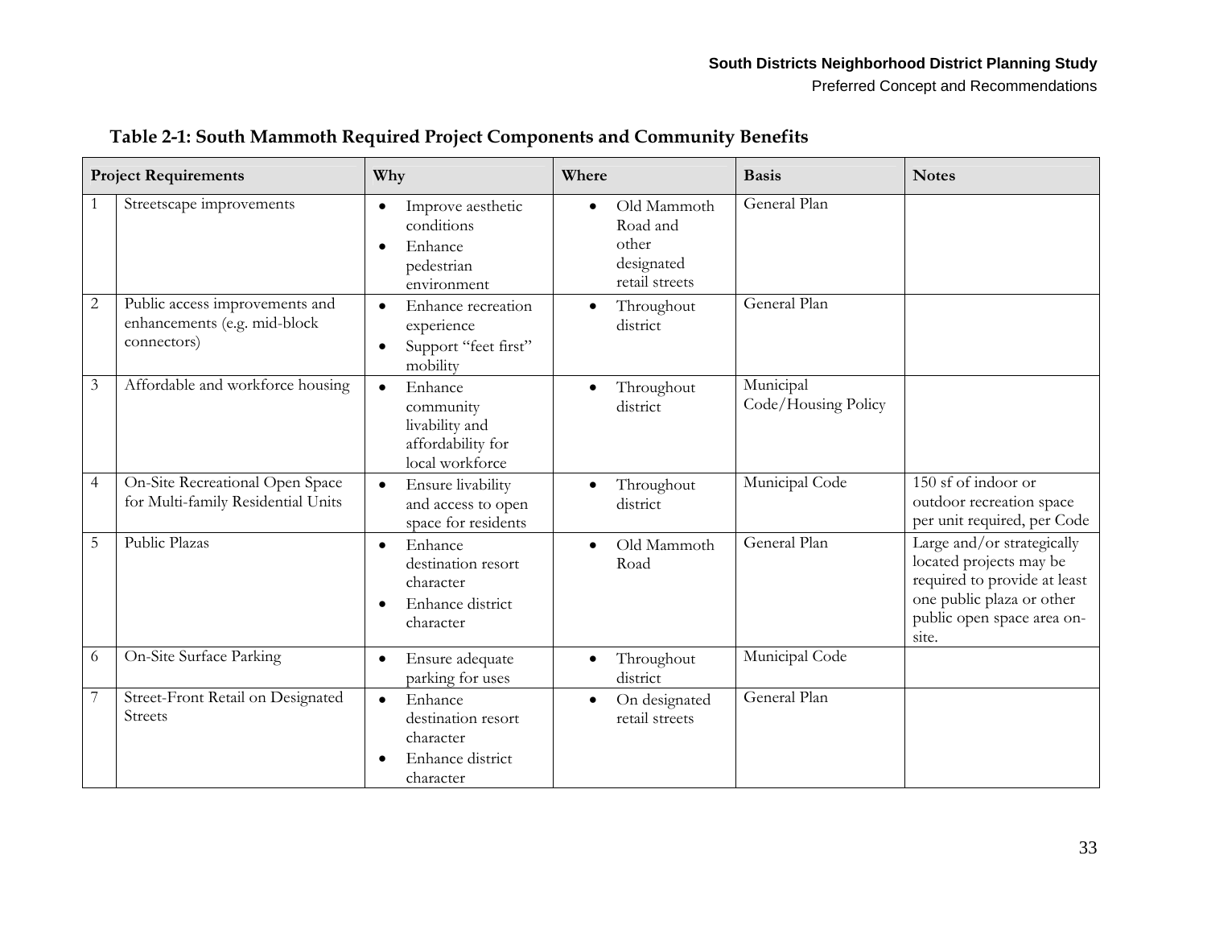**Table 2-1: South Mammoth Required Project Components and Community Benefits**

| Project Requirements | | Why | Where | Basis | Notes |
|---|---|---|---|---|---|
| 1 | Streetscape improvements | • Improve aesthetic conditions<br>• Enhance pedestrian environment | • Old Mammoth Road and other designated retail streets | General Plan | |
| 2 | Public access improvements and enhancements (e.g. mid-block connectors) | • Enhance recreation experience<br>• Support "feet first" mobility | • Throughout district | General Plan | |
| 3 | Affordable and workforce housing | • Enhance community livability and affordability for local workforce | • Throughout district | Municipal Code/Housing Policy | |
| 4 | On-Site Recreational Open Space for Multi-family Residential Units | • Ensure livability and access to open space for residents | • Throughout district | Municipal Code | 150 sf of indoor or outdoor recreation space per unit required, per Code |
| 5 | Public Plazas | • Enhance destination resort character<br>• Enhance district character | • Old Mammoth Road | General Plan | Large and/or strategically located projects may be required to provide at least one public plaza or other public open space area on-site. |
| 6 | On-Site Surface Parking | • Ensure adequate parking for uses | • Throughout district | Municipal Code | |
| 7 | Street-Front Retail on Designated Streets | • Enhance destination resort character<br>• Enhance district character | • On designated retail streets | General Plan | |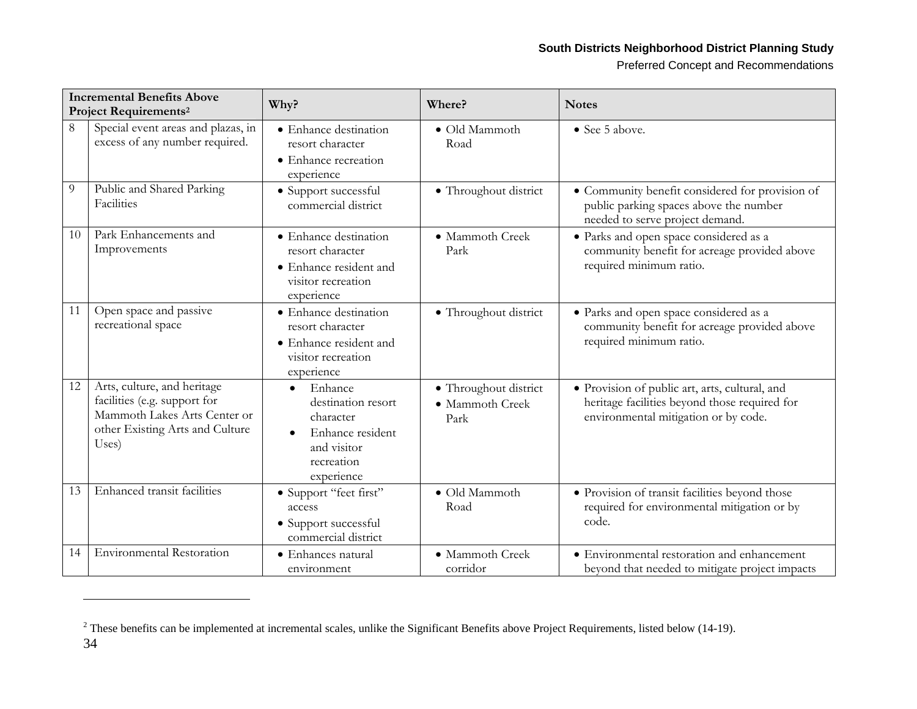| Incremental Benefits Above Project Requirements[2] | | Why? | Where? | Notes |
| --- | --- | --- | --- | --- |
| 8 | Special event areas and plazas, in excess of any number required. | • Enhance destination resort character<br>• Enhance recreation experience | • Old Mammoth Road | • See 5 above. |
| 9 | Public and Shared Parking Facilities | • Support successful commercial district | • Throughout district | • Community benefit considered for provision of public parking spaces above the number needed to serve project demand. |
| 10 | Park Enhancements and Improvements | • Enhance destination resort character<br>• Enhance resident and visitor recreation experience | • Mammoth Creek Park | • Parks and open space considered as a community benefit for acreage provided above required minimum ratio. |
| 11 | Open space and passive recreational space | • Enhance destination resort character<br>• Enhance resident and visitor recreation experience | • Throughout district | • Parks and open space considered as a community benefit for acreage provided above required minimum ratio. |
| 12 | Arts, culture, and heritage facilities (e.g. support for Mammoth Lakes Arts Center or other Existing Arts and Culture Uses) | • Enhance destination resort character<br>• Enhance resident and visitor recreation experience | • Throughout district<br>• Mammoth Creek Park | • Provision of public art, arts, cultural, and heritage facilities beyond those required for environmental mitigation or by code. |
| 13 | Enhanced transit facilities | • Support "feet first" access<br>• Support successful commercial district | • Old Mammoth Road | • Provision of transit facilities beyond those required for environmental mitigation or by code. |
| 14 | Environmental Restoration | • Enhances natural environment | • Mammoth Creek corridor | • Environmental restoration and enhancement beyond that needed to mitigate project impacts |

[2] These benefits can be implemented at incremental scales, unlike the Significant Benefits above Project Requirements, listed below (14-19).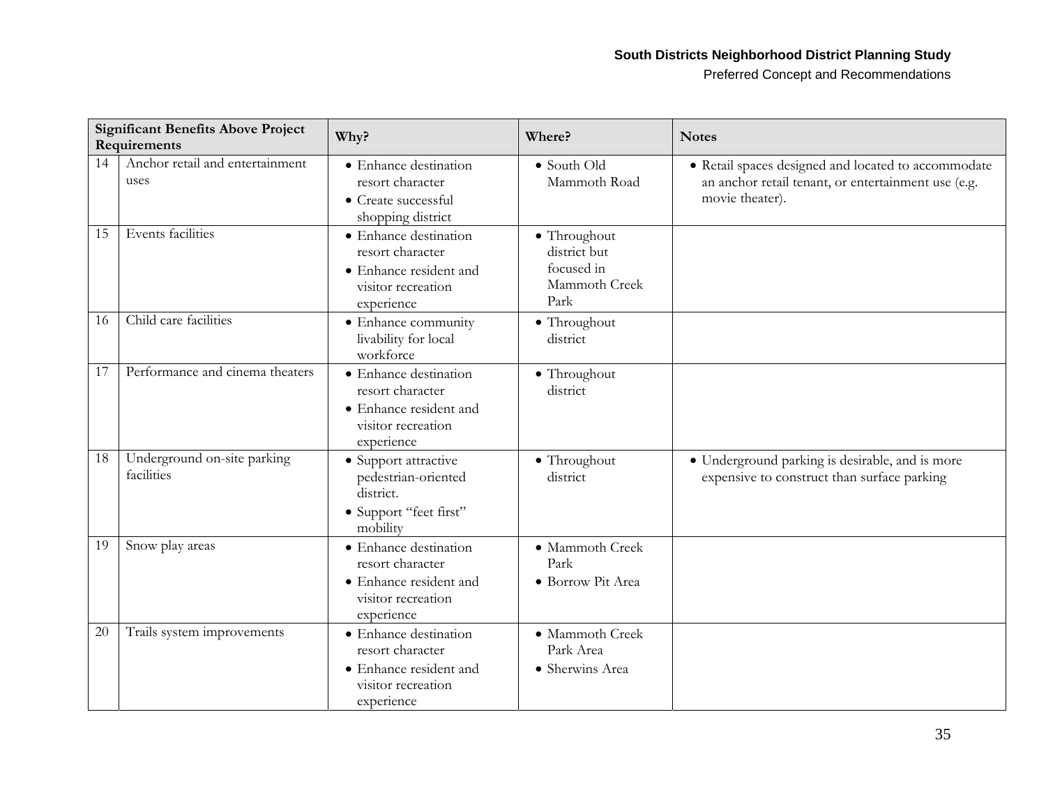| Significant Benefits Above Project Requirements | | Why? | Where? | Notes |
|---|---|---|---|---|
| 14 | Anchor retail and entertainment uses | • Enhance destination resort character<br>• Create successful shopping district | • South Old Mammoth Road | • Retail spaces designed and located to accommodate an anchor retail tenant, or entertainment use (e.g. movie theater). |
| 15 | Events facilities | • Enhance destination resort character<br>• Enhance resident and visitor recreation experience | • Throughout district but focused in Mammoth Creek Park | |
| 16 | Child care facilities | • Enhance community livability for local workforce | • Throughout district | |
| 17 | Performance and cinema theaters | • Enhance destination resort character<br>• Enhance resident and visitor recreation experience | • Throughout district | |
| 18 | Underground on-site parking facilities | • Support attractive pedestrian-oriented district.<br>• Support "feet first" mobility | • Throughout district | • Underground parking is desirable, and is more expensive to construct than surface parking |
| 19 | Snow play areas | • Enhance destination resort character<br>• Enhance resident and visitor recreation experience | • Mammoth Creek Park<br>• Borrow Pit Area | |
| 20 | Trails system improvements | • Enhance destination resort character<br>• Enhance resident and visitor recreation experience | • Mammoth Creek Park Area<br>• Sherwins Area | |